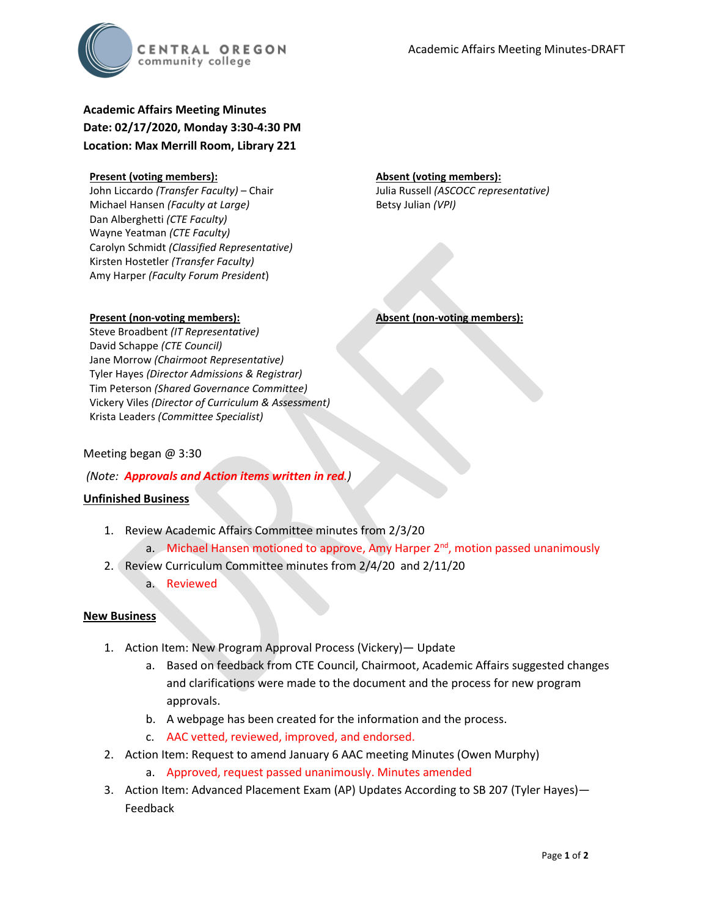# Academic Affairs Meeting Minutes

**Date: 02/17/2020, Monday 3:30-4:30 PM**
**Location: Max Merrill Room, Library 221**

**Present (voting members):**
John Liccardo *(Transfer Faculty)* – Chair
Michael Hansen *(Faculty at Large)*
Dan Alberghetti *(CTE Faculty)*
Wayne Yeatman *(CTE Faculty)*
Carolyn Schmidt *(Classified Representative)*
Kirsten Hostetler *(Transfer Faculty)*
Amy Harper *(Faculty Forum President)*

**Absent (voting members):**
Julia Russell *(ASCOCC representative)*
Betsy Julian *(VPI)*

**Present (non-voting members):**
Steve Broadbent *(IT Representative)*
David Schappe *(CTE Council)*
Jane Morrow *(Chairmoot Representative)*
Tyler Hayes *(Director Admissions & Registrar)*
Tim Peterson *(Shared Governance Committee)*
Vickery Viles *(Director of Curriculum & Assessment)*
Krista Leaders *(Committee Specialist)*

**Absent (non-voting members):**

Meeting began @ 3:30

*(Note: **Approvals and Action items written in red**.)*

## Unfinished Business

1. Review Academic Affairs Committee minutes from 2/3/20
   a. Michael Hansen motioned to approve, Amy Harper 2nd, motion passed unanimously
2. Review Curriculum Committee minutes from 2/4/20 and 2/11/20
   a. Reviewed

## New Business

1. Action Item: New Program Approval Process (Vickery)— Update
   a. Based on feedback from CTE Council, Chairmoot, Academic Affairs suggested changes and clarifications were made to the document and the process for new program approvals.
   b. A webpage has been created for the information and the process.
   c. AAC vetted, reviewed, improved, and endorsed.
2. Action Item: Request to amend January 6 AAC meeting Minutes (Owen Murphy)
   a. Approved, request passed unanimously. Minutes amended
3. Action Item: Advanced Placement Exam (AP) Updates According to SB 207 (Tyler Hayes)—Feedback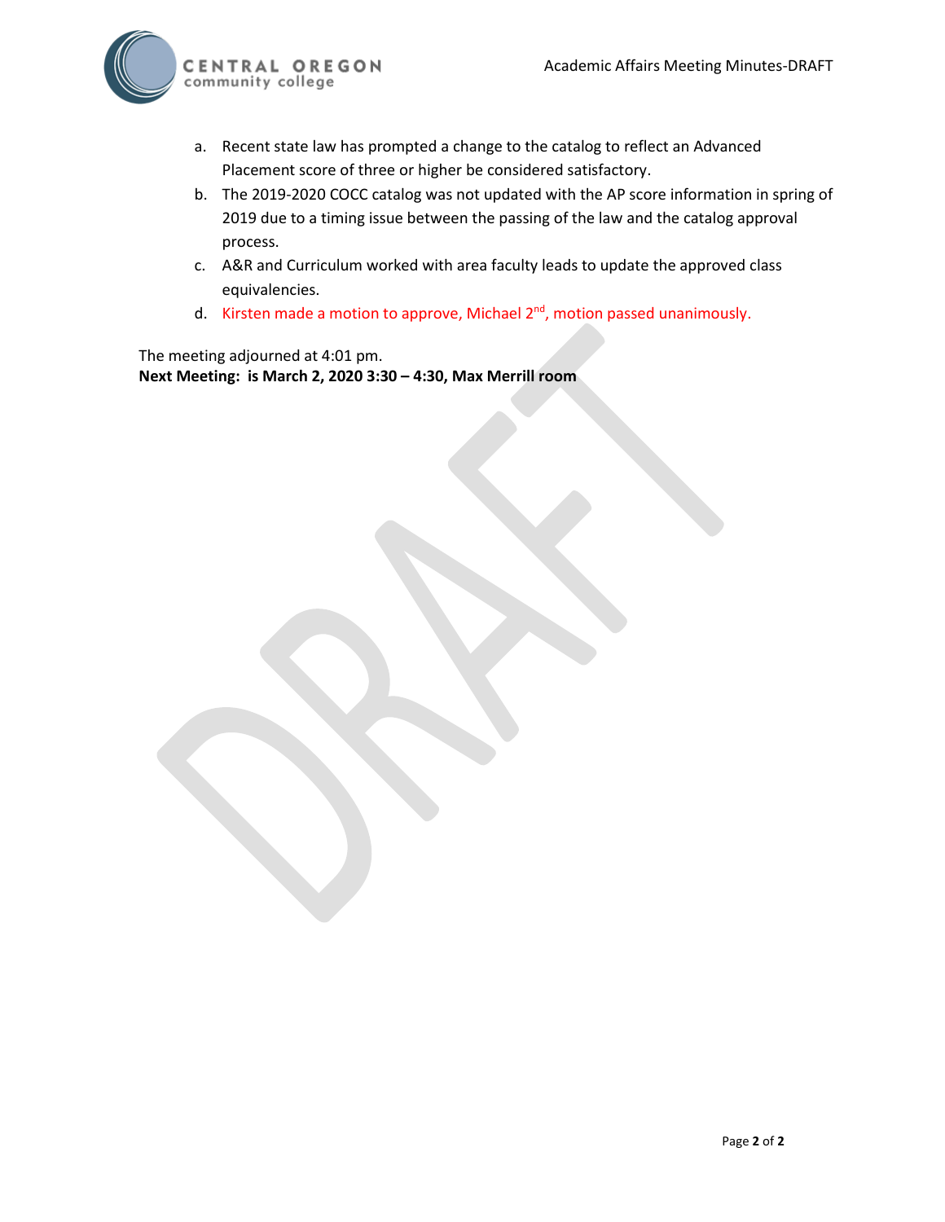a. Recent state law has prompted a change to the catalog to reflect an Advanced Placement score of three or higher be considered satisfactory.
b. The 2019-2020 COCC catalog was not updated with the AP score information in spring of 2019 due to a timing issue between the passing of the law and the catalog approval process.
c. A&R and Curriculum worked with area faculty leads to update the approved class equivalencies.
d. Kirsten made a motion to approve, Michael 2nd, motion passed unanimously.

The meeting adjourned at 4:01 pm.
**Next Meeting: is March 2, 2020 3:30 – 4:30, Max Merrill room**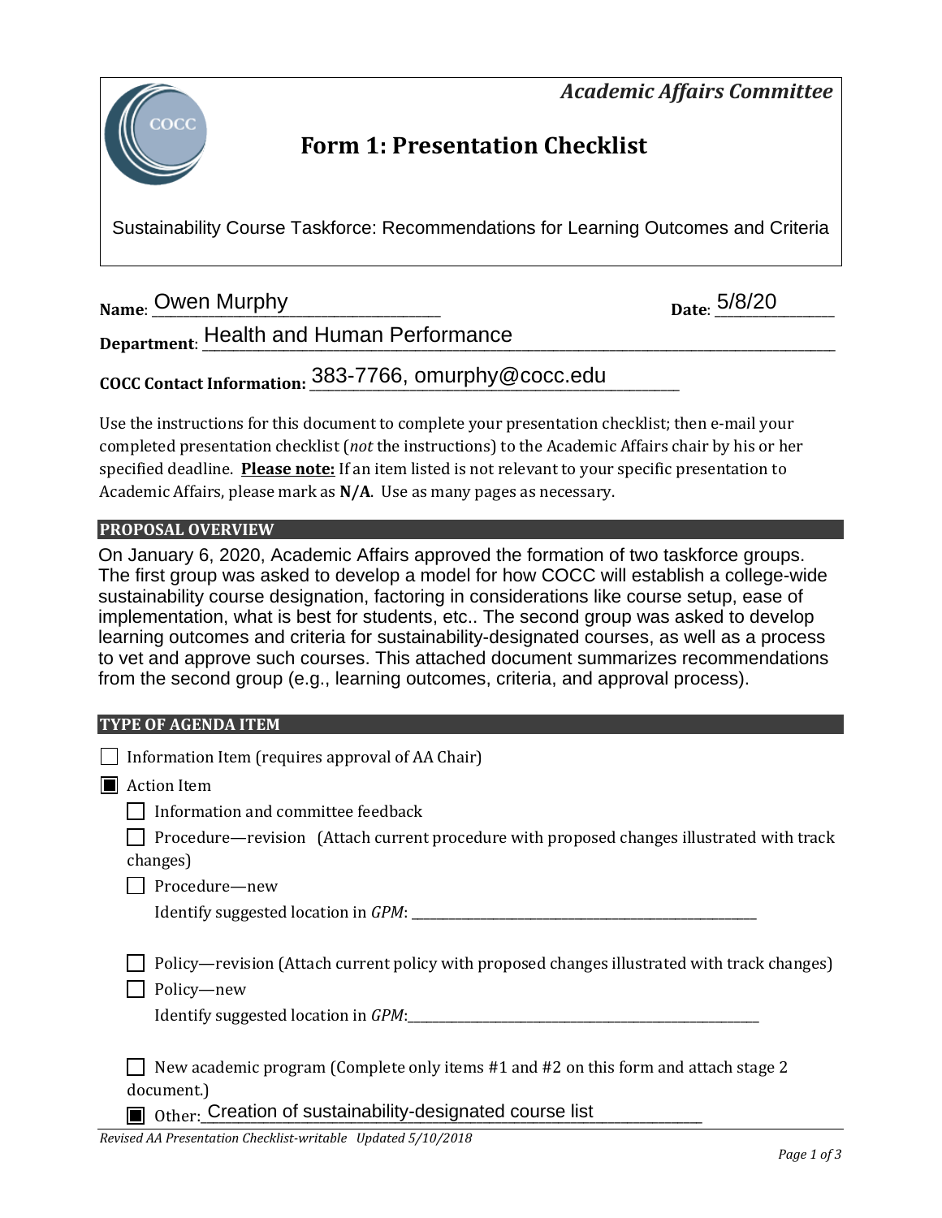*Academic Affairs Committee*

# Form 1: Presentation Checklist

Sustainability Course Taskforce: Recommendations for Learning Outcomes and Criteria

**Name**: Owen Murphy **Date**: 5/8/20

**Department**: Health and Human Performance

**COCC Contact Information:** 383-7766, omurphy@cocc.edu

Use the instructions for this document to complete your presentation checklist; then e-mail your completed presentation checklist (*not* the instructions) to the Academic Affairs chair by his or her specified deadline. **Please note:** If an item listed is not relevant to your specific presentation to Academic Affairs, please mark as **N/A**. Use as many pages as necessary.

## PROPOSAL OVERVIEW

On January 6, 2020, Academic Affairs approved the formation of two taskforce groups. The first group was asked to develop a model for how COCC will establish a college-wide sustainability course designation, factoring in considerations like course setup, ease of implementation, what is best for students, etc.. The second group was asked to develop learning outcomes and criteria for sustainability-designated courses, as well as a process to vet and approve such courses. This attached document summarizes recommendations from the second group (e.g., learning outcomes, criteria, and approval process).

## TYPE OF AGENDA ITEM

- ☐ Information Item (requires approval of AA Chair)
- ☒ Action Item
  - ☐ Information and committee feedback
  - ☐ Procedure—revision (Attach current procedure with proposed changes illustrated with track changes)
  - ☐ Procedure—new
    Identify suggested location in *GPM*: ____________
  - ☐ Policy—revision (Attach current policy with proposed changes illustrated with track changes)
  - ☐ Policy—new
    Identify suggested location in *GPM*: ____________
  - ☐ New academic program (Complete only items #1 and #2 on this form and attach stage 2 document.)
  - ☒ Other: Creation of sustainability-designated course list

*Revised AA Presentation Checklist-writable Updated 5/10/2018*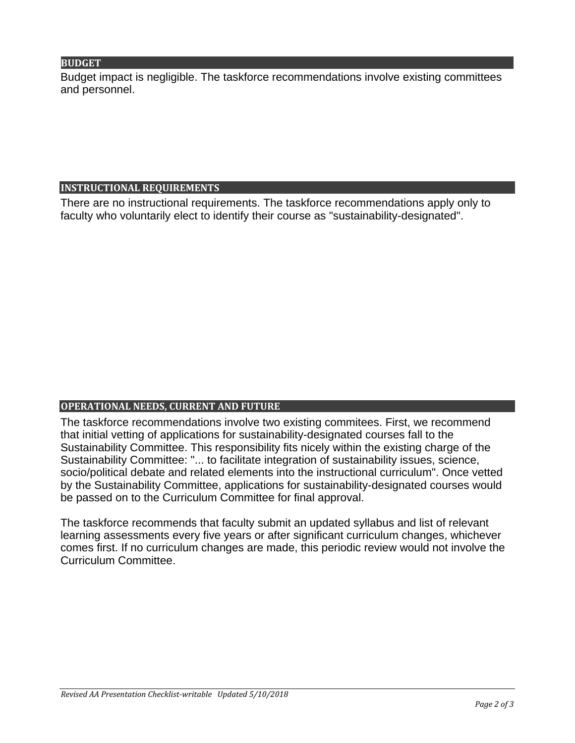## BUDGET

Budget impact is negligible. The taskforce recommendations involve existing committees and personnel.

## INSTRUCTIONAL REQUIREMENTS

There are no instructional requirements. The taskforce recommendations apply only to faculty who voluntarily elect to identify their course as "sustainability-designated".

## OPERATIONAL NEEDS, CURRENT AND FUTURE

The taskforce recommendations involve two existing commitees. First, we recommend that initial vetting of applications for sustainability-designated courses fall to the Sustainability Committee. This responsibility fits nicely within the existing charge of the Sustainability Committee: "... to facilitate integration of sustainability issues, science, socio/political debate and related elements into the instructional curriculum". Once vetted by the Sustainability Committee, applications for sustainability-designated courses would be passed on to the Curriculum Committee for final approval.

The taskforce recommends that faculty submit an updated syllabus and list of relevant learning assessments every five years or after significant curriculum changes, whichever comes first. If no curriculum changes are made, this periodic review would not involve the Curriculum Committee.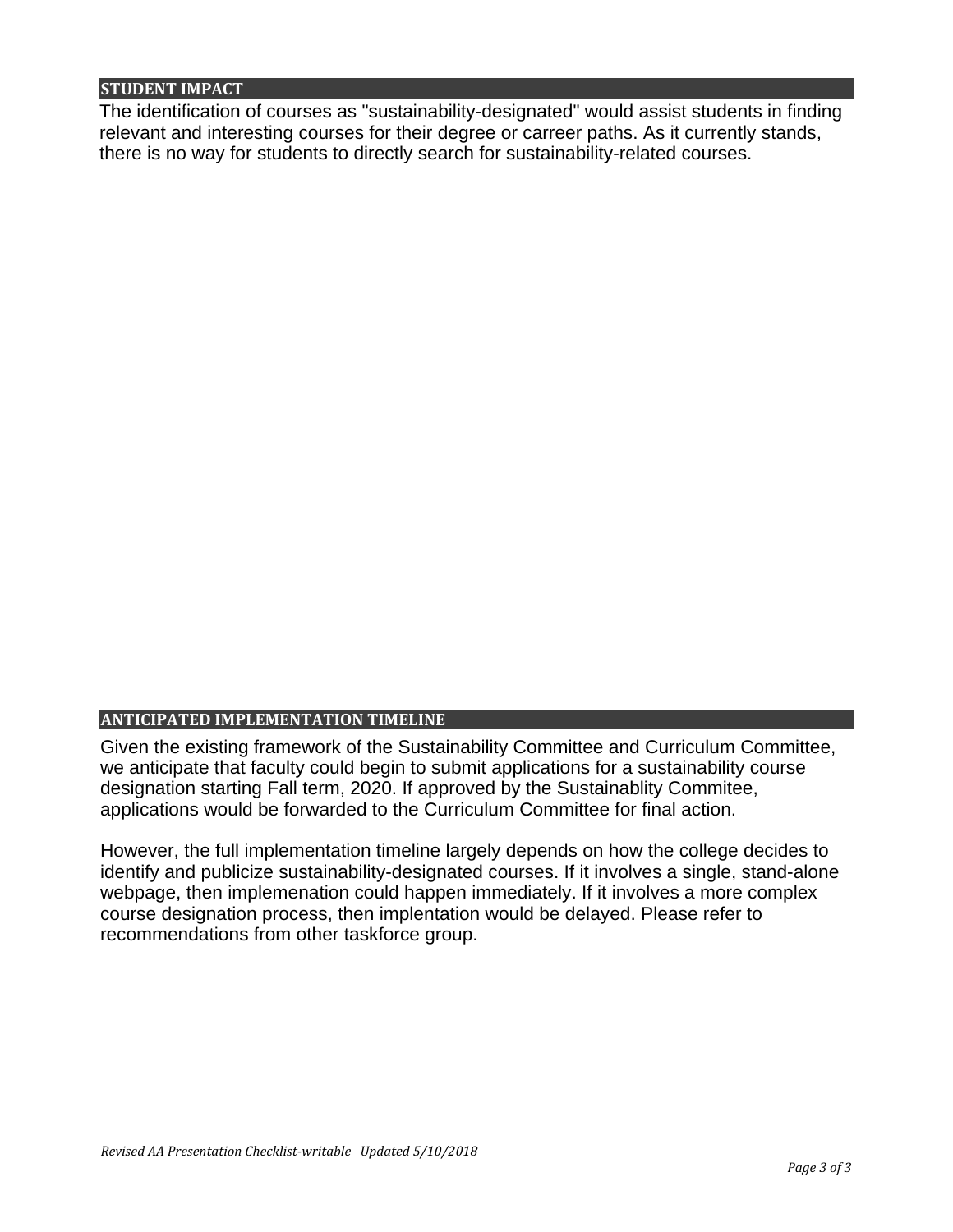## STUDENT IMPACT

The identification of courses as "sustainability-designated" would assist students in finding relevant and interesting courses for their degree or carreer paths. As it currently stands, there is no way for students to directly search for sustainability-related courses.

## ANTICIPATED IMPLEMENTATION TIMELINE

Given the existing framework of the Sustainability Committee and Curriculum Committee, we anticipate that faculty could begin to submit applications for a sustainability course designation starting Fall term, 2020. If approved by the Sustainablity Commitee, applications would be forwarded to the Curriculum Committee for final action.

However, the full implementation timeline largely depends on how the college decides to identify and publicize sustainability-designated courses. If it involves a single, stand-alone webpage, then implemenation could happen immediately. If it involves a more complex course designation process, then implentation would be delayed. Please refer to recommendations from other taskforce group.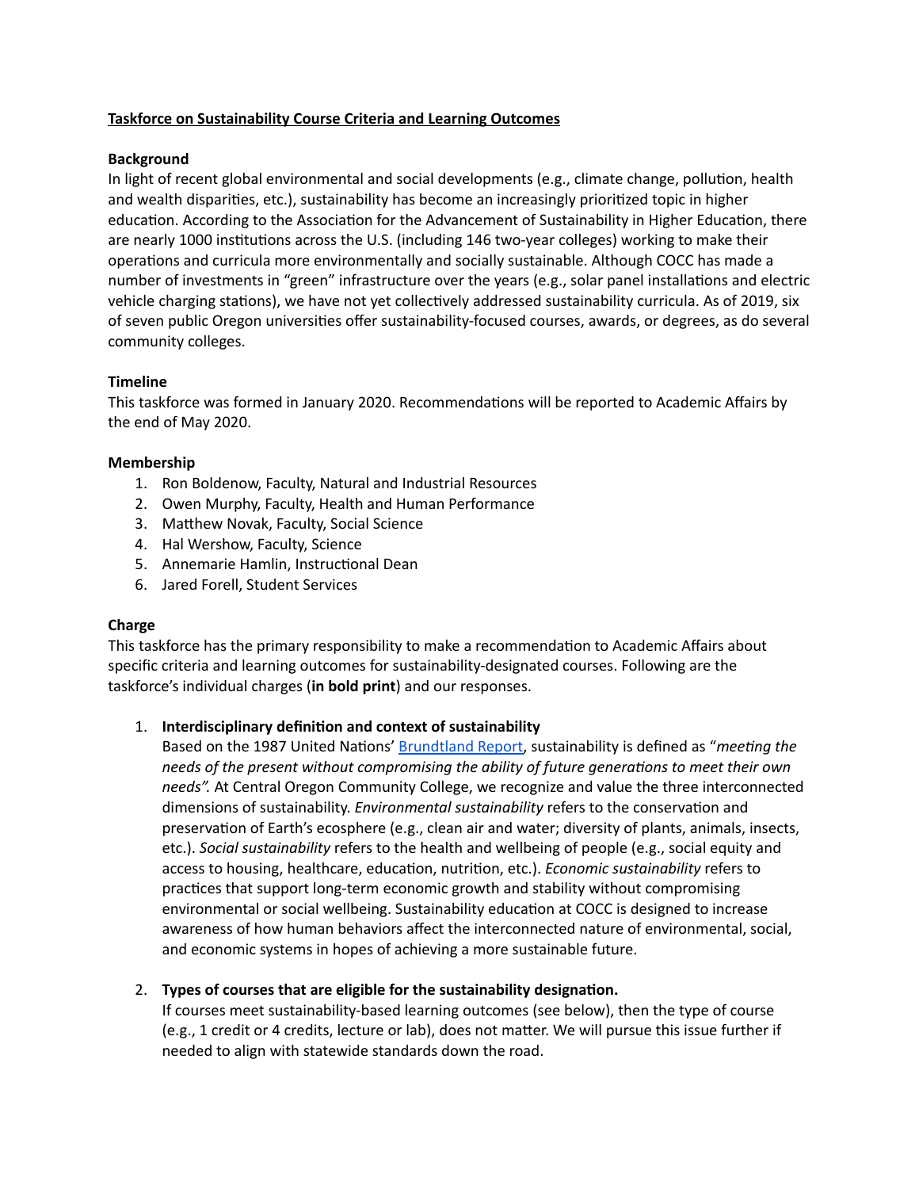**Taskforce on Sustainability Course Criteria and Learning Outcomes**

**Background**

In light of recent global environmental and social developments (e.g., climate change, pollution, health and wealth disparities, etc.), sustainability has become an increasingly prioritized topic in higher education. According to the Association for the Advancement of Sustainability in Higher Education, there are nearly 1000 institutions across the U.S. (including 146 two-year colleges) working to make their operations and curricula more environmentally and socially sustainable. Although COCC has made a number of investments in "green" infrastructure over the years (e.g., solar panel installations and electric vehicle charging stations), we have not yet collectively addressed sustainability curricula. As of 2019, six of seven public Oregon universities offer sustainability-focused courses, awards, or degrees, as do several community colleges.

**Timeline**

This taskforce was formed in January 2020. Recommendations will be reported to Academic Affairs by the end of May 2020.

**Membership**

1. Ron Boldenow, Faculty, Natural and Industrial Resources
2. Owen Murphy, Faculty, Health and Human Performance
3. Matthew Novak, Faculty, Social Science
4. Hal Wershow, Faculty, Science
5. Annemarie Hamlin, Instructional Dean
6. Jared Forell, Student Services

**Charge**

This taskforce has the primary responsibility to make a recommendation to Academic Affairs about specific criteria and learning outcomes for sustainability-designated courses. Following are the taskforce's individual charges (**in bold print**) and our responses.

1. **Interdisciplinary definition and context of sustainability**
   Based on the 1987 United Nations' Brundtland Report, sustainability is defined as "*meeting the needs of the present without compromising the ability of future generations to meet their own needs".* At Central Oregon Community College, we recognize and value the three interconnected dimensions of sustainability. *Environmental sustainability* refers to the conservation and preservation of Earth's ecosphere (e.g., clean air and water; diversity of plants, animals, insects, etc.). *Social sustainability* refers to the health and wellbeing of people (e.g., social equity and access to housing, healthcare, education, nutrition, etc.). *Economic sustainability* refers to practices that support long-term economic growth and stability without compromising environmental or social wellbeing. Sustainability education at COCC is designed to increase awareness of how human behaviors affect the interconnected nature of environmental, social, and economic systems in hopes of achieving a more sustainable future.

2. **Types of courses that are eligible for the sustainability designation.**
   If courses meet sustainability-based learning outcomes (see below), then the type of course (e.g., 1 credit or 4 credits, lecture or lab), does not matter. We will pursue this issue further if needed to align with statewide standards down the road.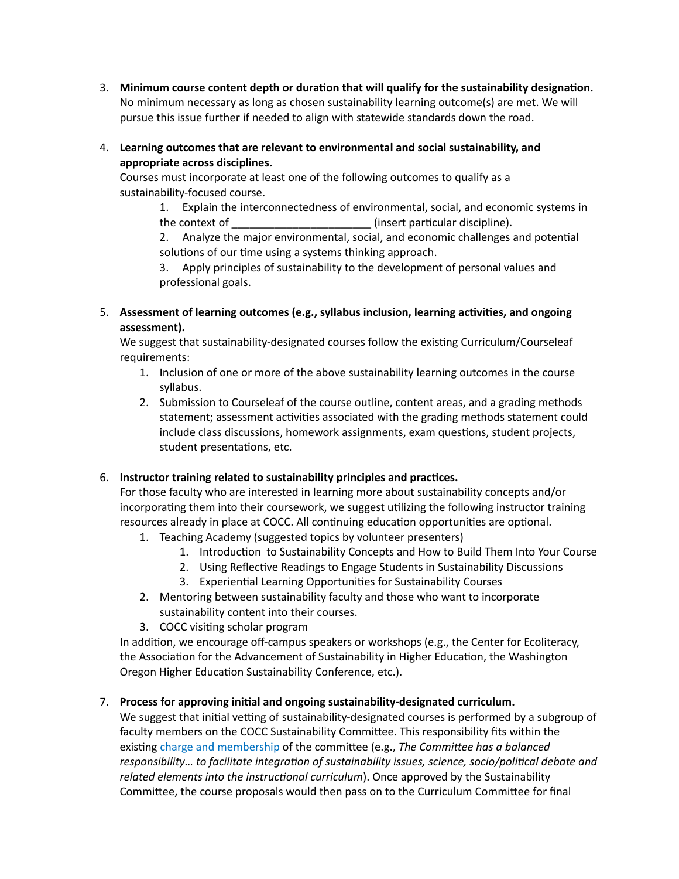3. **Minimum course content depth or duration that will qualify for the sustainability designation.**
   No minimum necessary as long as chosen sustainability learning outcome(s) are met. We will pursue this issue further if needed to align with statewide standards down the road.

4. **Learning outcomes that are relevant to environmental and social sustainability, and appropriate across disciplines.**
   Courses must incorporate at least one of the following outcomes to qualify as a sustainability-focused course.
   1. Explain the interconnectedness of environmental, social, and economic systems in the context of _______________________ (insert particular discipline).
   2. Analyze the major environmental, social, and economic challenges and potential solutions of our time using a systems thinking approach.
   3. Apply principles of sustainability to the development of personal values and professional goals.

5. **Assessment of learning outcomes (e.g., syllabus inclusion, learning activities, and ongoing assessment).**
   We suggest that sustainability-designated courses follow the existing Curriculum/Courseleaf requirements:
   1. Inclusion of one or more of the above sustainability learning outcomes in the course syllabus.
   2. Submission to Courseleaf of the course outline, content areas, and a grading methods statement; assessment activities associated with the grading methods statement could include class discussions, homework assignments, exam questions, student projects, student presentations, etc.

6. **Instructor training related to sustainability principles and practices.**
   For those faculty who are interested in learning more about sustainability concepts and/or incorporating them into their coursework, we suggest utilizing the following instructor training resources already in place at COCC. All continuing education opportunities are optional.
   1. Teaching Academy (suggested topics by volunteer presenters)
      1. Introduction to Sustainability Concepts and How to Build Them Into Your Course
      2. Using Reflective Readings to Engage Students in Sustainability Discussions
      3. Experiential Learning Opportunities for Sustainability Courses
   2. Mentoring between sustainability faculty and those who want to incorporate sustainability content into their courses.
   3. COCC visiting scholar program

   In addition, we encourage off-campus speakers or workshops (e.g., the Center for Ecoliteracy, the Association for the Advancement of Sustainability in Higher Education, the Washington Oregon Higher Education Sustainability Conference, etc.).

7. **Process for approving initial and ongoing sustainability-designated curriculum.**
   We suggest that initial vetting of sustainability-designated courses is performed by a subgroup of faculty members on the COCC Sustainability Committee. This responsibility fits within the existing charge and membership of the committee (e.g., *The Committee has a balanced responsibility… to facilitate integration of sustainability issues, science, socio/political debate and related elements into the instructional curriculum*). Once approved by the Sustainability Committee, the course proposals would then pass on to the Curriculum Committee for final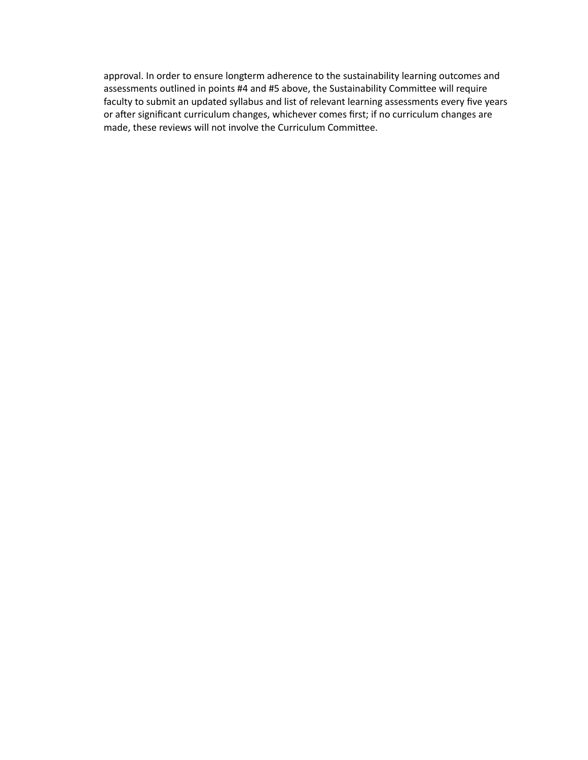approval. In order to ensure longterm adherence to the sustainability learning outcomes and assessments outlined in points #4 and #5 above, the Sustainability Committee will require faculty to submit an updated syllabus and list of relevant learning assessments every five years or after significant curriculum changes, whichever comes first; if no curriculum changes are made, these reviews will not involve the Curriculum Committee.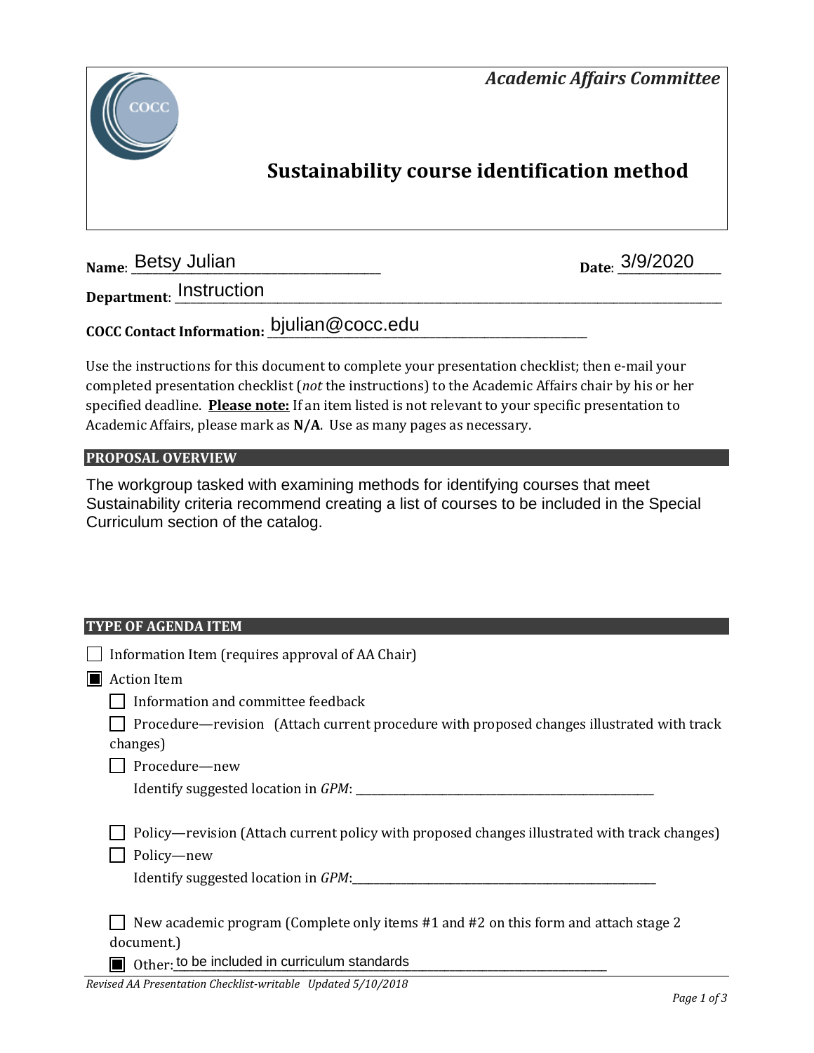*Academic Affairs Committee*

# Sustainability course identification method

**Name**: Betsy Julian **Date**: 3/9/2020

**Department**: Instruction

**COCC Contact Information:** bjulian@cocc.edu

Use the instructions for this document to complete your presentation checklist; then e-mail your completed presentation checklist (*not* the instructions) to the Academic Affairs chair by his or her specified deadline. **Please note:** If an item listed is not relevant to your specific presentation to Academic Affairs, please mark as **N/A**. Use as many pages as necessary.

## PROPOSAL OVERVIEW

The workgroup tasked with examining methods for identifying courses that meet Sustainability criteria recommend creating a list of courses to be included in the Special Curriculum section of the catalog.

## TYPE OF AGENDA ITEM

- ☐ Information Item (requires approval of AA Chair)
- ☒ Action Item
  - ☐ Information and committee feedback
  - ☐ Procedure—revision (Attach current procedure with proposed changes illustrated with track changes)
  - ☐ Procedure—new
    Identify suggested location in *GPM*: ______________________
  - ☐ Policy—revision (Attach current policy with proposed changes illustrated with track changes)
  - ☐ Policy—new
    Identify suggested location in *GPM*: ______________________
  - ☐ New academic program (Complete only items #1 and #2 on this form and attach stage 2 document.)
  - ☒ Other: to be included in curriculum standards

*Revised AA Presentation Checklist-writable Updated 5/10/2018*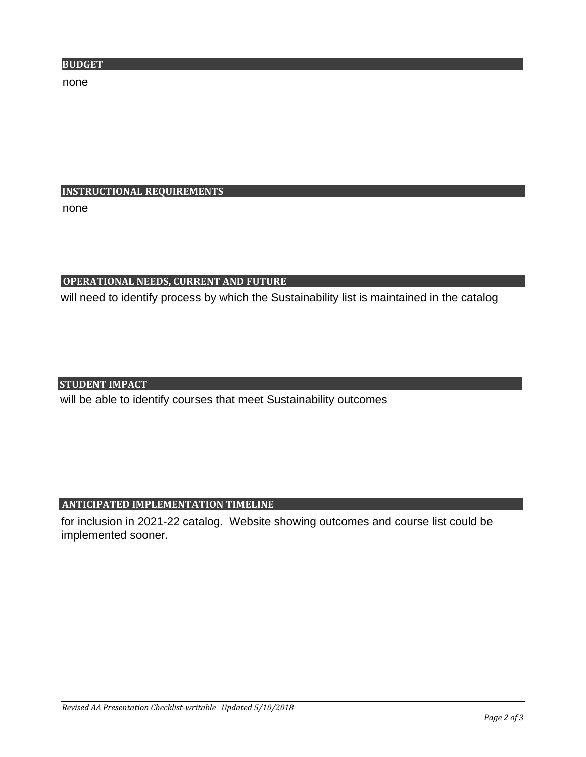## BUDGET

none

## INSTRUCTIONAL REQUIREMENTS

none

## OPERATIONAL NEEDS, CURRENT AND FUTURE

will need to identify process by which the Sustainability list is maintained in the catalog

## STUDENT IMPACT

will be able to identify courses that meet Sustainability outcomes

## ANTICIPATED IMPLEMENTATION TIMELINE

for inclusion in 2021-22 catalog.  Website showing outcomes and course list could be implemented sooner.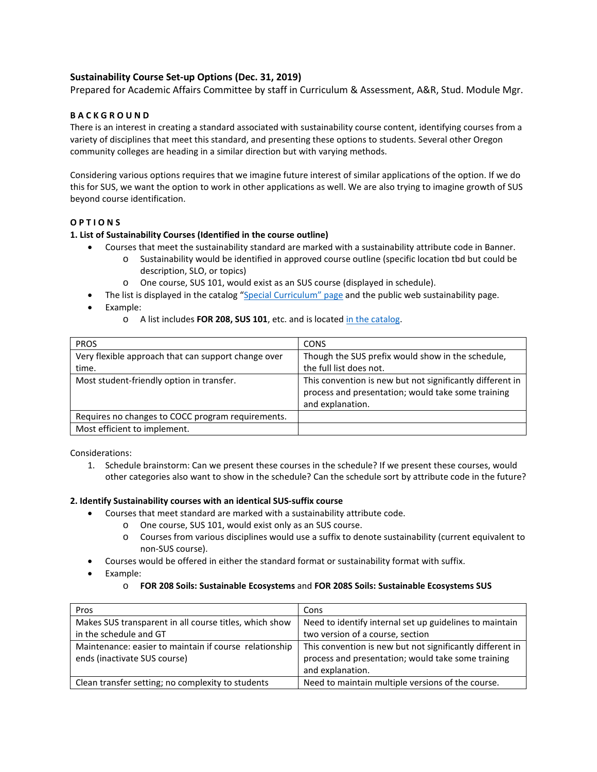**Sustainability Course Set-up Options (Dec. 31, 2019)**

Prepared for Academic Affairs Committee by staff in Curriculum & Assessment, A&R, Stud. Module Mgr.

**BACKGROUND**

There is an interest in creating a standard associated with sustainability course content, identifying courses from a variety of disciplines that meet this standard, and presenting these options to students. Several other Oregon community colleges are heading in a similar direction but with varying methods.

Considering various options requires that we imagine future interest of similar applications of the option. If we do this for SUS, we want the option to work in other applications as well. We are also trying to imagine growth of SUS beyond course identification.

**OPTIONS**

**1. List of Sustainability Courses (Identified in the course outline)**

- Courses that meet the sustainability standard are marked with a sustainability attribute code in Banner.
  - Sustainability would be identified in approved course outline (specific location tbd but could be description, SLO, or topics)
  - One course, SUS 101, would exist as an SUS course (displayed in schedule).
- The list is displayed in the catalog "Special Curriculum" page and the public web sustainability page.
- Example:
  - A list includes **FOR 208, SUS 101**, etc. and is located in the catalog.

| PROS | CONS |
|---|---|
| Very flexible approach that can support change over time. | Though the SUS prefix would show in the schedule, the full list does not. |
| Most student-friendly option in transfer. | This convention is new but not significantly different in process and presentation; would take some training and explanation. |
| Requires no changes to COCC program requirements. | |
| Most efficient to implement. | |

Considerations:

1. Schedule brainstorm: Can we present these courses in the schedule? If we present these courses, would other categories also want to show in the schedule? Can the schedule sort by attribute code in the future?

**2. Identify Sustainability courses with an identical SUS-suffix course**

- Courses that meet standard are marked with a sustainability attribute code.
  - One course, SUS 101, would exist only as an SUS course.
  - Courses from various disciplines would use a suffix to denote sustainability (current equivalent to non-SUS course).
- Courses would be offered in either the standard format or sustainability format with suffix.
- Example:
  - **FOR 208 Soils: Sustainable Ecosystems** and **FOR 208S Soils: Sustainable Ecosystems SUS**

| Pros | Cons |
|---|---|
| Makes SUS transparent in all course titles, which show in the schedule and GT | Need to identify internal set up guidelines to maintain two version of a course, section |
| Maintenance: easier to maintain if course relationship ends (inactivate SUS course) | This convention is new but not significantly different in process and presentation; would take some training and explanation. |
| Clean transfer setting; no complexity to students | Need to maintain multiple versions of the course. |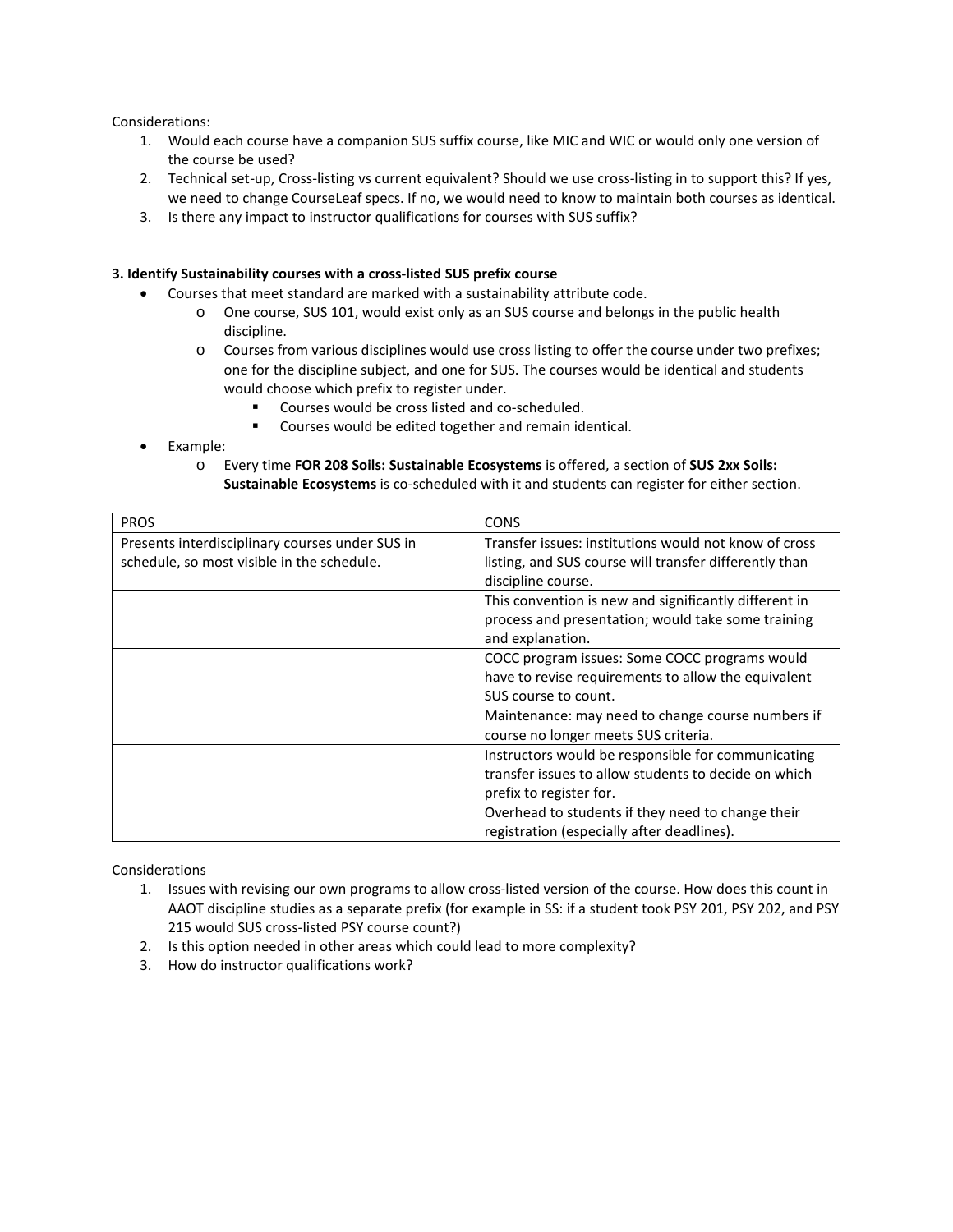Considerations:

1. Would each course have a companion SUS suffix course, like MIC and WIC or would only one version of the course be used?
2. Technical set-up, Cross-listing vs current equivalent? Should we use cross-listing in to support this? If yes, we need to change CourseLeaf specs. If no, we would need to know to maintain both courses as identical.
3. Is there any impact to instructor qualifications for courses with SUS suffix?

**3. Identify Sustainability courses with a cross-listed SUS prefix course**

- Courses that meet standard are marked with a sustainability attribute code.
  - One course, SUS 101, would exist only as an SUS course and belongs in the public health discipline.
  - Courses from various disciplines would use cross listing to offer the course under two prefixes; one for the discipline subject, and one for SUS. The courses would be identical and students would choose which prefix to register under.
    - Courses would be cross listed and co-scheduled.
    - Courses would be edited together and remain identical.
- Example:
  - Every time **FOR 208 Soils: Sustainable Ecosystems** is offered, a section of **SUS 2xx Soils: Sustainable Ecosystems** is co-scheduled with it and students can register for either section.

| PROS | CONS |
|---|---|
| Presents interdisciplinary courses under SUS in schedule, so most visible in the schedule. | Transfer issues: institutions would not know of cross listing, and SUS course will transfer differently than discipline course. |
| | This convention is new and significantly different in process and presentation; would take some training and explanation. |
| | COCC program issues: Some COCC programs would have to revise requirements to allow the equivalent SUS course to count. |
| | Maintenance: may need to change course numbers if course no longer meets SUS criteria. |
| | Instructors would be responsible for communicating transfer issues to allow students to decide on which prefix to register for. |
| | Overhead to students if they need to change their registration (especially after deadlines). |

Considerations

1. Issues with revising our own programs to allow cross-listed version of the course. How does this count in AAOT discipline studies as a separate prefix (for example in SS: if a student took PSY 201, PSY 202, and PSY 215 would SUS cross-listed PSY course count?)
2. Is this option needed in other areas which could lead to more complexity?
3. How do instructor qualifications work?